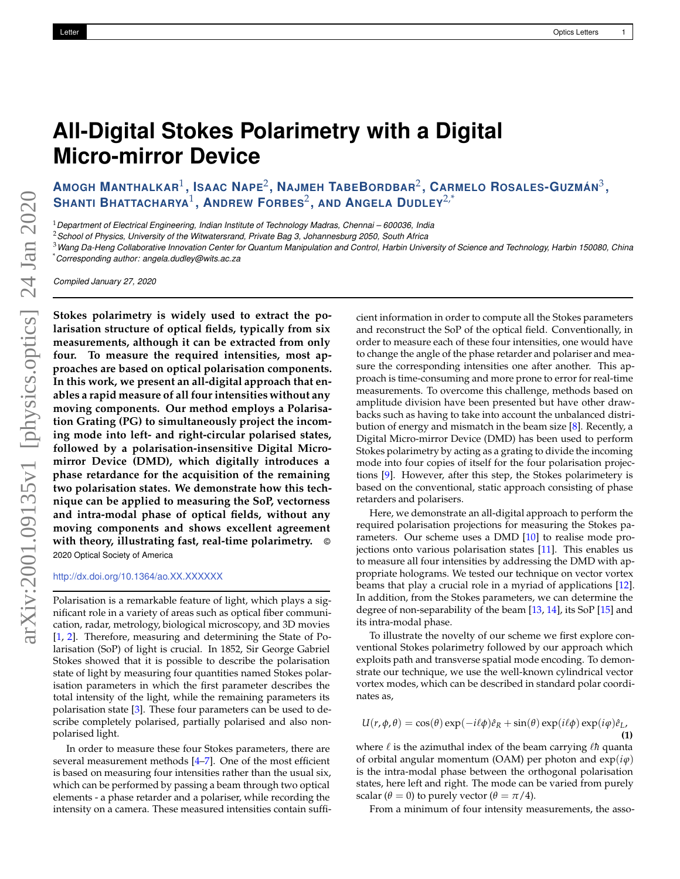# All-Digital Stokes Polarimetry with a Digital Micro-mirror Device

**Amogh Manthalkar**[1], **Isaac Nape**[2], **Najmeh TabeBordbar**[2], **Carmelo Rosales-Guzmán**[3], **Shanti Bhattacharya**[1], **Andrew Forbes**[2], **and Angela Dudley**[2,*]

[1] *Department of Electrical Engineering, Indian Institute of Technology Madras, Chennai – 600036, India*
[2] *School of Physics, University of the Witwatersrand, Private Bag 3, Johannesburg 2050, South Africa*
[3] *Wang Da-Heng Collaborative Innovation Center for Quantum Manipulation and Control, Harbin University of Science and Technology, Harbin 150080, China*
[*] *Corresponding author: angela.dudley@wits.ac.za*

*Compiled January 27, 2020*

**Stokes polarimetry is widely used to extract the polarisation structure of optical fields, typically from six measurements, although it can be extracted from only four. To measure the required intensities, most approaches are based on optical polarisation components. In this work, we present an all-digital approach that enables a rapid measure of all four intensities without any moving components. Our method employs a Polarisation Grating (PG) to simultaneously project the incoming mode into left- and right-circular polarised states, followed by a polarisation-insensitive Digital Micro-mirror Device (DMD), which digitally introduces a phase retardance for the acquisition of the remaining two polarisation states. We demonstrate how this technique can be applied to measuring the SoP, vectorness and intra-modal phase of optical fields, without any moving components and shows excellent agreement with theory, illustrating fast, real-time polarimetry.** © 2020 Optical Society of America

http://dx.doi.org/10.1364/ao.XX.XXXXXX

Polarisation is a remarkable feature of light, which plays a significant role in a variety of areas such as optical fiber communication, radar, metrology, biological microscopy, and 3D movies [1, 2]. Therefore, measuring and determining the State of Polarisation (SoP) of light is crucial. In 1852, Sir George Gabriel Stokes showed that it is possible to describe the polarisation state of light by measuring four quantities named Stokes polarisation parameters in which the first parameter describes the total intensity of the light, while the remaining parameters its polarisation state [3]. These four parameters can be used to describe completely polarised, partially polarised and also non-polarised light.

In order to measure these four Stokes parameters, there are several measurement methods [4–7]. One of the most efficient is based on measuring four intensities rather than the usual six, which can be performed by passing a beam through two optical elements - a phase retarder and a polariser, while recording the intensity on a camera. These measured intensities contain sufficient information in order to compute all the Stokes parameters and reconstruct the SoP of the optical field. Conventionally, in order to measure each of these four intensities, one would have to change the angle of the phase retarder and polariser and measure the corresponding intensities one after another. This approach is time-consuming and more prone to error for real-time measurements. To overcome this challenge, methods based on amplitude division have been presented but have other drawbacks such as having to take into account the unbalanced distribution of energy and mismatch in the beam size [8]. Recently, a Digital Micro-mirror Device (DMD) has been used to perform Stokes polarimetry by acting as a grating to divide the incoming mode into four copies of itself for the four polarisation projections [9]. However, after this step, the Stokes polarimetery is based on the conventional, static approach consisting of phase retarders and polarisers.

Here, we demonstrate an all-digital approach to perform the required polarisation projections for measuring the Stokes parameters. Our scheme uses a DMD [10] to realise mode projections onto various polarisation states [11]. This enables us to measure all four intensities by addressing the DMD with appropriate holograms. We tested our technique on vector vortex beams that play a crucial role in a myriad of applications [12]. In addition, from the Stokes parameters, we can determine the degree of non-separability of the beam [13, 14], its SoP [15] and its intra-modal phase.

To illustrate the novelty of our scheme we first explore conventional Stokes polarimetry followed by our approach which exploits path and transverse spatial mode encoding. To demonstrate our technique, we use the well-known cylindrical vector vortex modes, which can be described in standard polar coordinates as,

$$U(r,\phi,\theta) = \cos(\theta)\exp(-i\ell\phi)\hat{e}_R + \sin(\theta)\exp(i\ell\phi)\exp(i\varphi)\hat{e}_L, \quad \textbf{(1)}$$

where $\ell$ is the azimuthal index of the beam carrying $\ell\hbar$ quanta of orbital angular momentum (OAM) per photon and $\exp(i\varphi)$ is the intra-modal phase between the orthogonal polarisation states, here left and right. The mode can be varied from purely scalar ($\theta = 0$) to purely vector ($\theta = \pi/4$).

From a minimum of four intensity measurements, the asso-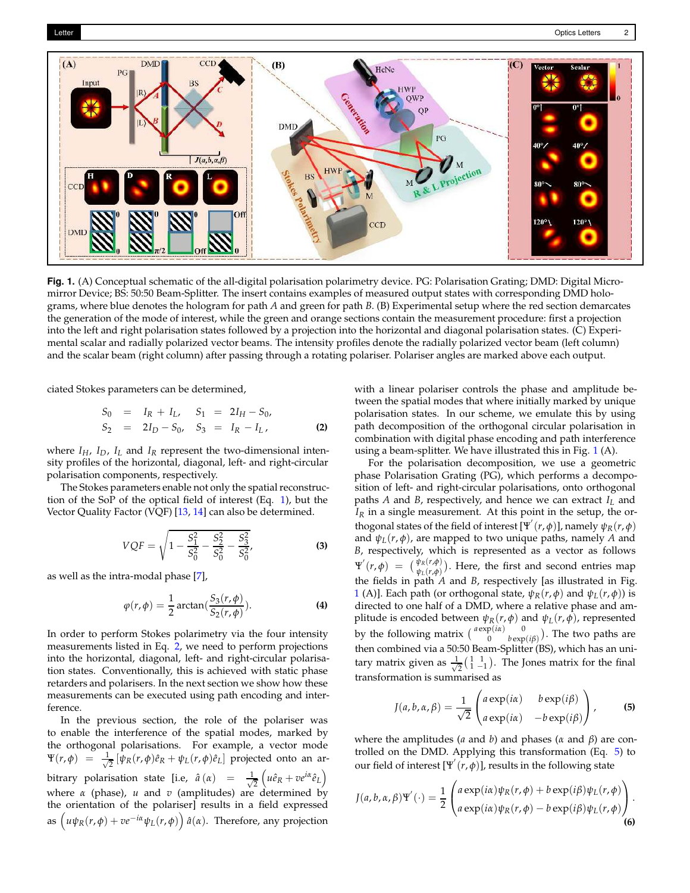**Fig. 1.** (A) Conceptual schematic of the all-digital polarisation polarimetry device. PG: Polarisation Grating; DMD: Digital Micromirror Device; BS: 50:50 Beam-Splitter. The insert contains examples of measured output states with corresponding DMD holograms, where blue denotes the hologram for path $A$ and green for path $B$. (B) Experimental setup where the red section demarcates the generation of the mode of interest, while the green and orange sections contain the measurement procedure: first a projection into the left and right polarisation states followed by a projection into the horizontal and diagonal polarisation states. (C) Experimental scalar and radially polarized vector beams. The intensity profiles denote the radially polarized vector beam (left column) and the scalar beam (right column) after passing through a rotating polariser. Polariser angles are marked above each output.

ciated Stokes parameters can be determined,

$$
\begin{aligned}
S_0 &= I_R + I_L, \quad & S_1 &= 2I_H - S_0, \\
S_2 &= 2I_D - S_0, \quad & S_3 &= I_R - I_L,
\end{aligned}
\tag{2}
$$

where $I_H$, $I_D$, $I_L$ and $I_R$ represent the two-dimensional intensity profiles of the horizontal, diagonal, left- and right-circular polarisation components, respectively.

The Stokes parameters enable not only the spatial reconstruction of the SoP of the optical field of interest (Eq. 1), but the Vector Quality Factor (VQF) [13, 14] can also be determined.

$$
VQF = \sqrt{1 - \frac{S_1^2}{S_0^2} - \frac{S_2^2}{S_0^2} - \frac{S_3^2}{S_0^2}},
\tag{3}
$$

as well as the intra-modal phase [7],

$$
\varphi(r, \phi) = \frac{1}{2} \arctan\left(\frac{S_3(r, \phi)}{S_2(r, \phi)}\right).
\tag{4}
$$

In order to perform Stokes polarimetry via the four intensity measurements listed in Eq. 2, we need to perform projections into the horizontal, diagonal, left- and right-circular polarisation states. Conventionally, this is achieved with static phase retarders and polarisers. In the next section we show how these measurements can be executed using path encoding and interference.

In the previous section, the role of the polariser was to enable the interference of the spatial modes, marked by the orthogonal polarisations. For example, a vector mode $\Psi(r, \phi) = \frac{1}{\sqrt{2}}[\psi_R(r, \phi)\hat{e}_R + \psi_L(r, \phi)\hat{e}_L]$ projected onto an arbitrary polarisation state [i.e, $\hat{a}(\alpha) = \frac{1}{\sqrt{2}}\left(u\hat{e}_R + ve^{i\alpha}\hat{e}_L\right)$ where $\alpha$ (phase), $u$ and $v$ (amplitudes) are determined by the orientation of the polariser] results in a field expressed as $\left(u\psi_R(r, \phi) + ve^{-i\alpha}\psi_L(r, \phi)\right)\hat{a}(\alpha)$. Therefore, any projection with a linear polariser controls the phase and amplitude between the spatial modes that where initially marked by unique polarisation states. In our scheme, we emulate this by using path decomposition of the orthogonal circular polarisation in combination with digital phase encoding and path interference using a beam-splitter. We have illustrated this in Fig. 1 (A).

For the polarisation decomposition, we use a geometric phase Polarisation Grating (PG), which performs a decomposition of left- and right-circular polarisations, onto orthogonal paths $A$ and $B$, respectively, and hence we can extract $I_L$ and $I_R$ in a single measurement. At this point in the setup, the orthogonal states of the field of interest $[\Psi'(r, \phi)]$, namely $\psi_R(r, \phi)$ and $\psi_L(r, \phi)$, are mapped to two unique paths, namely $A$ and $B$, respectively, which is represented as a vector as follows $\Psi'(r, \phi) = \begin{pmatrix} \psi_R(r,\phi) \\ \psi_L(r,\phi) \end{pmatrix}$. Here, the first and second entries map the fields in path $A$ and $B$, respectively [as illustrated in Fig. 1 (A)]. Each path (or orthogonal state, $\psi_R(r, \phi)$ and $\psi_L(r, \phi)$) is directed to one half of a DMD, where a relative phase and amplitude is encoded between $\psi_R(r, \phi)$ and $\psi_L(r, \phi)$, represented by the following matrix $\begin{pmatrix} a\exp(i\alpha) & 0 \\ 0 & b\exp(i\beta) \end{pmatrix}$. The two paths are then combined via a 50:50 Beam-Splitter (BS), which has an unitary matrix given as $\frac{1}{\sqrt{2}}\begin{pmatrix} 1 & 1 \\ 1 & -1 \end{pmatrix}$. The Jones matrix for the final transformation is summarised as

$$
J(a, b, \alpha, \beta) = \frac{1}{\sqrt{2}} \begin{pmatrix} a\exp(i\alpha) & b\exp(i\beta) \\ a\exp(i\alpha) & -b\exp(i\beta) \end{pmatrix},
\tag{5}
$$

where the amplitudes ($a$ and $b$) and phases ($\alpha$ and $\beta$) are controlled on the DMD. Applying this transformation (Eq. 5) to our field of interest $[\Psi'(r, \phi)]$, results in the following state

$$
J(a, b, \alpha, \beta)\Psi'(\cdot) = \frac{1}{2} \begin{pmatrix} a\exp(i\alpha)\psi_R(r, \phi) + b\exp(i\beta)\psi_L(r, \phi) \\ a\exp(i\alpha)\psi_R(r, \phi) - b\exp(i\beta)\psi_L(r, \phi) \end{pmatrix}.
\tag{6}
$$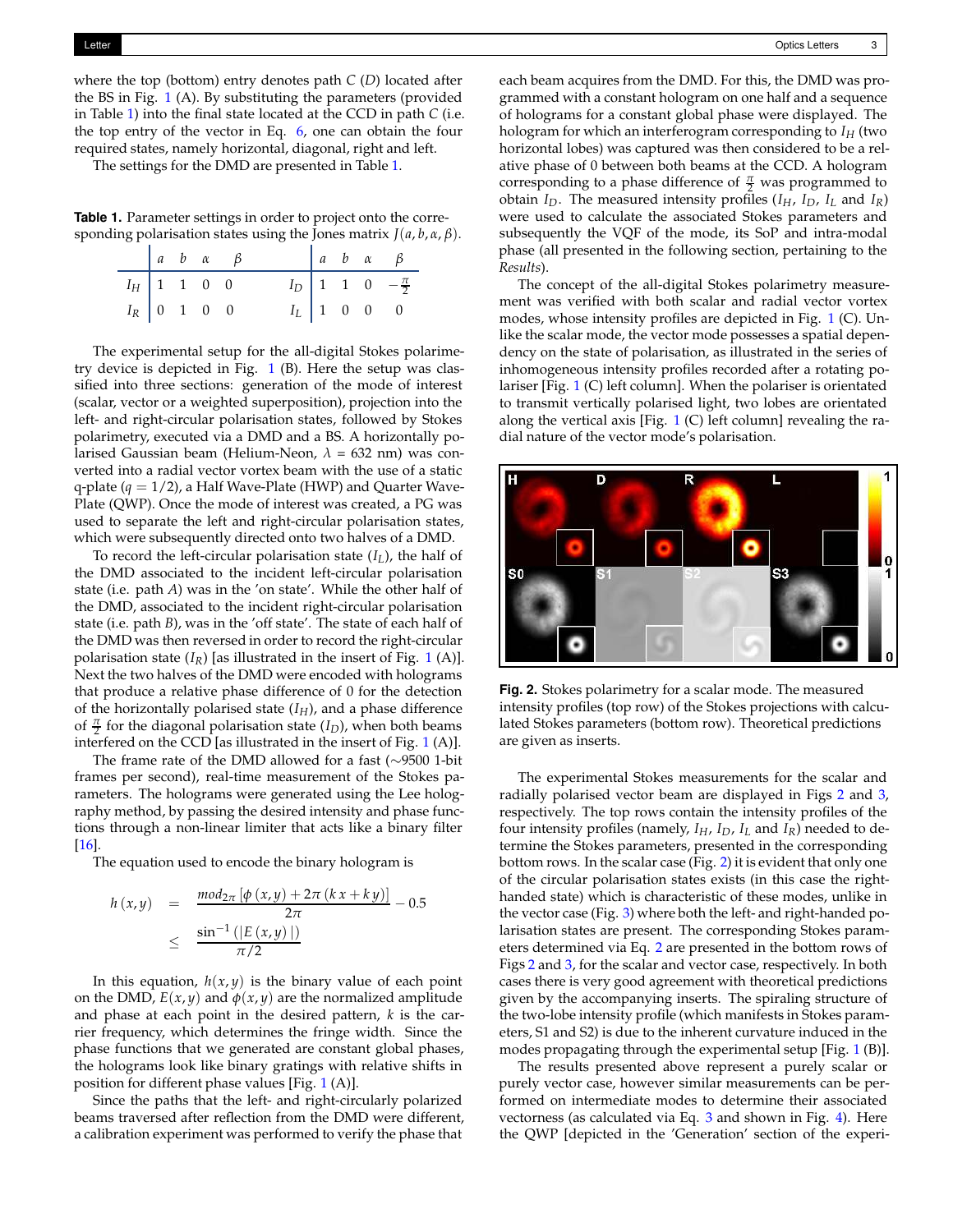where the top (bottom) entry denotes path $C$ ($D$) located after the BS in Fig. 1 (A). By substituting the parameters (provided in Table 1) into the final state located at the CCD in path $C$ (i.e. the top entry of the vector in Eq. 6, one can obtain the four required states, namely horizontal, diagonal, right and left.

The settings for the DMD are presented in Table 1.

**Table 1.** Parameter settings in order to project onto the corresponding polarisation states using the Jones matrix $J(a, b, \alpha, \beta)$.

| | $a$ | $b$ | $\alpha$ | $\beta$ | | $a$ | $b$ | $\alpha$ | $\beta$ |
|---|---|---|---|---|---|---|---|---|---|
| $I_H$ | 1 | 1 | 0 | 0 | $I_D$ | 1 | 1 | 0 | $-\frac{\pi}{2}$ |
| $I_R$ | 0 | 1 | 0 | 0 | $I_L$ | 1 | 0 | 0 | 0 |

The experimental setup for the all-digital Stokes polarimetry device is depicted in Fig. 1 (B). Here the setup was classified into three sections: generation of the mode of interest (scalar, vector or a weighted superposition), projection into the left- and right-circular polarisation states, followed by Stokes polarimetry, executed via a DMD and a BS. A horizontally polarised Gaussian beam (Helium-Neon, $\lambda$ = 632 nm) was converted into a radial vector vortex beam with the use of a static q-plate ($q = 1/2$), a Half Wave-Plate (HWP) and Quarter Wave-Plate (QWP). Once the mode of interest was created, a PG was used to separate the left and right-circular polarisation states, which were subsequently directed onto two halves of a DMD.

To record the left-circular polarisation state ($I_L$), the half of the DMD associated to the incident left-circular polarisation state (i.e. path $A$) was in the 'on state'. While the other half of the DMD, associated to the incident right-circular polarisation state (i.e. path $B$), was in the 'off state'. The state of each half of the DMD was then reversed in order to record the right-circular polarisation state ($I_R$) [as illustrated in the insert of Fig. 1 (A)]. Next the two halves of the DMD were encoded with holograms that produce a relative phase difference of 0 for the detection of the horizontally polarised state ($I_H$), and a phase difference of $\frac{\pi}{2}$ for the diagonal polarisation state ($I_D$), when both beams interfered on the CCD [as illustrated in the insert of Fig. 1 (A)].

The frame rate of the DMD allowed for a fast ($\sim$9500 1-bit frames per second), real-time measurement of the Stokes parameters. The holograms were generated using the Lee holography method, by passing the desired intensity and phase functions through a non-linear limiter that acts like a binary filter [16].

The equation used to encode the binary hologram is

$$
\begin{aligned}
h(x, y) &= \frac{mod_{2\pi}\left[\phi(x, y) + 2\pi(kx + ky)\right]}{2\pi} - 0.5 \\
&\leq \frac{\sin^{-1}(|E(x, y)|)}{\pi/2}
\end{aligned}
$$

In this equation, $h(x, y)$ is the binary value of each point on the DMD, $E(x, y)$ and $\phi(x, y)$ are the normalized amplitude and phase at each point in the desired pattern, $k$ is the carrier frequency, which determines the fringe width. Since the phase functions that we generated are constant global phases, the holograms look like binary gratings with relative shifts in position for different phase values [Fig. 1 (A)].

Since the paths that the left- and right-circularly polarized beams traversed after reflection from the DMD were different, a calibration experiment was performed to verify the phase that each beam acquires from the DMD. For this, the DMD was programmed with a constant hologram on one half and a sequence of holograms for a constant global phase were displayed. The hologram for which an interferogram corresponding to $I_H$ (two horizontal lobes) was captured was then considered to be a relative phase of 0 between both beams at the CCD. A hologram corresponding to a phase difference of $\frac{\pi}{2}$ was programmed to obtain $I_D$. The measured intensity profiles ($I_H$, $I_D$, $I_L$ and $I_R$) were used to calculate the associated Stokes parameters and subsequently the VQF of the mode, its SoP and intra-modal phase (all presented in the following section, pertaining to the *Results*).

The concept of the all-digital Stokes polarimetry measurement was verified with both scalar and radial vector vortex modes, whose intensity profiles are depicted in Fig. 1 (C). Unlike the scalar mode, the vector mode possesses a spatial dependency on the state of polarisation, as illustrated in the series of inhomogeneous intensity profiles recorded after a rotating polariser [Fig. 1 (C) left column]. When the polariser is orientated to transmit vertically polarised light, two lobes are orientated along the vertical axis [Fig. 1 (C) left column] revealing the radial nature of the vector mode's polarisation.

**Fig. 2.** Stokes polarimetry for a scalar mode. The measured intensity profiles (top row) of the Stokes projections with calculated Stokes parameters (bottom row). Theoretical predictions are given as inserts.

The experimental Stokes measurements for the scalar and radially polarised vector beam are displayed in Figs 2 and 3, respectively. The top rows contain the intensity profiles of the four intensity profiles (namely, $I_H$, $I_D$, $I_L$ and $I_R$) needed to determine the Stokes parameters, presented in the corresponding bottom rows. In the scalar case (Fig. 2) it is evident that only one of the circular polarisation states exists (in this case the right-handed state) which is characteristic of these modes, unlike in the vector case (Fig. 3) where both the left- and right-handed polarisation states are present. The corresponding Stokes parameters determined via Eq. 2 are presented in the bottom rows of Figs 2 and 3, for the scalar and vector case, respectively. In both cases there is very good agreement with theoretical predictions given by the accompanying inserts. The spiraling structure of the two-lobe intensity profile (which manifests in Stokes parameters, S1 and S2) is due to the inherent curvature induced in the modes propagating through the experimental setup [Fig. 1 (B)].

The results presented above represent a purely scalar or purely vector case, however similar measurements can be performed on intermediate modes to determine their associated vectorness (as calculated via Eq. 3 and shown in Fig. 4). Here the QWP [depicted in the 'Generation' section of the experi-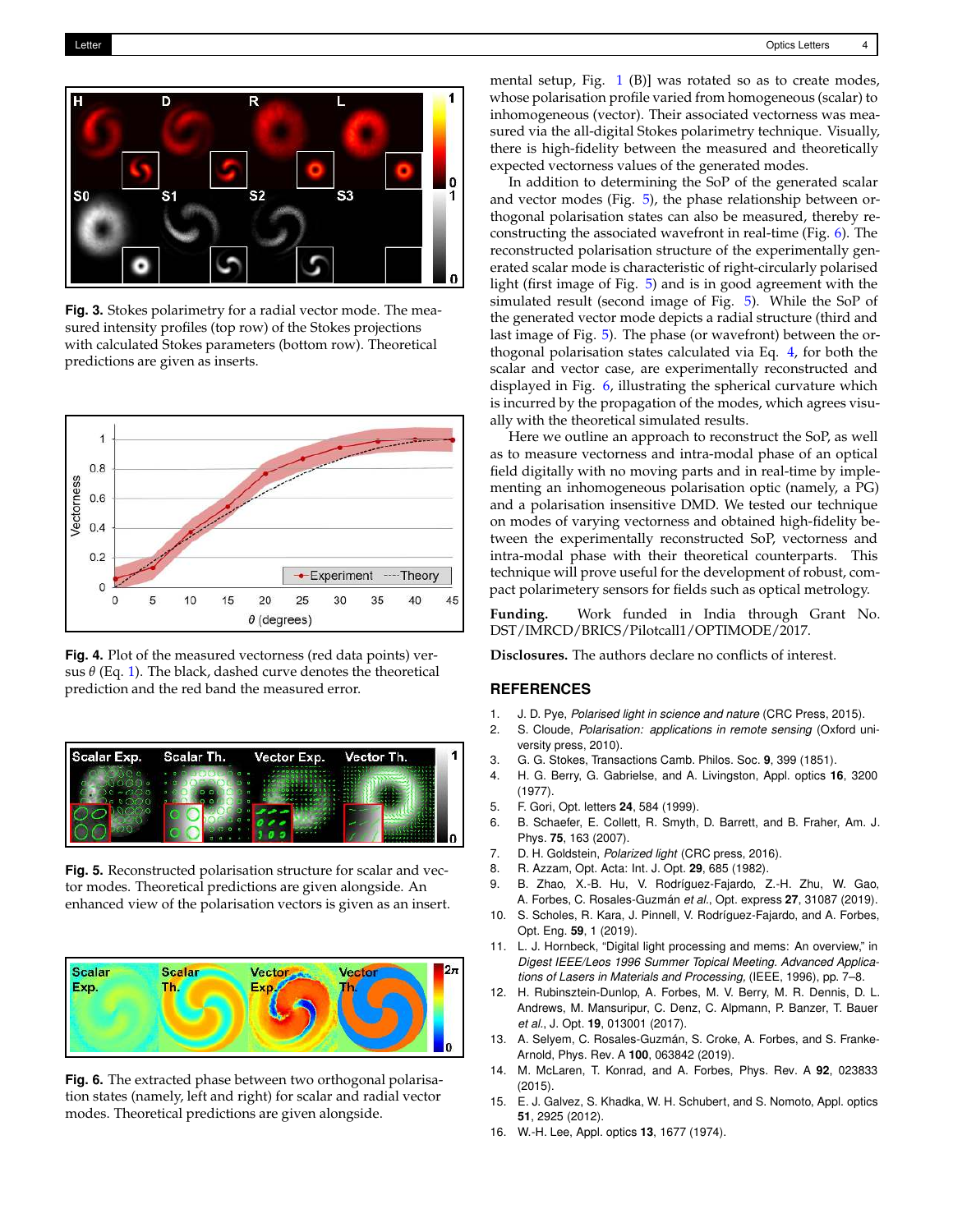**Fig. 3.** Stokes polarimetry for a radial vector mode. The measured intensity profiles (top row) of the Stokes projections with calculated Stokes parameters (bottom row). Theoretical predictions are given as inserts.

**Fig. 4.** Plot of the measured vectorness (red data points) versus $\theta$ (Eq. 1). The black, dashed curve denotes the theoretical prediction and the red band the measured error.

**Fig. 5.** Reconstructed polarisation structure for scalar and vector modes. Theoretical predictions are given alongside. An enhanced view of the polarisation vectors is given as an insert.

**Fig. 6.** The extracted phase between two orthogonal polarisation states (namely, left and right) for scalar and radial vector modes. Theoretical predictions are given alongside.

mental setup, Fig. 1 (B)] was rotated so as to create modes, whose polarisation profile varied from homogeneous (scalar) to inhomogeneous (vector). Their associated vectorness was measured via the all-digital Stokes polarimetry technique. Visually, there is high-fidelity between the measured and theoretically expected vectorness values of the generated modes.

In addition to determining the SoP of the generated scalar and vector modes (Fig. 5), the phase relationship between orthogonal polarisation states can also be measured, thereby reconstructing the associated wavefront in real-time (Fig. 6). The reconstructed polarisation structure of the experimentally generated scalar mode is characteristic of right-circularly polarised light (first image of Fig. 5) and is in good agreement with the simulated result (second image of Fig. 5). While the SoP of the generated vector mode depicts a radial structure (third and last image of Fig. 5). The phase (or wavefront) between the orthogonal polarisation states calculated via Eq. 4, for both the scalar and vector case, are experimentally reconstructed and displayed in Fig. 6, illustrating the spherical curvature which is incurred by the propagation of the modes, which agrees visually with the theoretical simulated results.

Here we outline an approach to reconstruct the SoP, as well as to measure vectorness and intra-modal phase of an optical field digitally with no moving parts and in real-time by implementing an inhomogeneous polarisation optic (namely, a PG) and a polarisation insensitive DMD. We tested our technique on modes of varying vectorness and obtained high-fidelity between the experimentally reconstructed SoP, vectorness and intra-modal phase with their theoretical counterparts. This technique will prove useful for the development of robust, compact polarimetry sensors for fields such as optical metrology.

**Funding.** Work funded in India through Grant No. DST/IMRCD/BRICS/Pilotcall1/OPTIMODE/2017.

**Disclosures.** The authors declare no conflicts of interest.

## REFERENCES

1. J. D. Pye, *Polarised light in science and nature* (CRC Press, 2015).
2. S. Cloude, *Polarisation: applications in remote sensing* (Oxford university press, 2010).
3. G. G. Stokes, Transactions Camb. Philos. Soc. **9**, 399 (1851).
4. H. G. Berry, G. Gabrielse, and A. Livingston, Appl. optics **16**, 3200 (1977).
5. F. Gori, Opt. letters **24**, 584 (1999).
6. B. Schaefer, E. Collett, R. Smyth, D. Barrett, and B. Fraher, Am. J. Phys. **75**, 163 (2007).
7. D. H. Goldstein, *Polarized light* (CRC press, 2016).
8. R. Azzam, Opt. Acta: Int. J. Opt. **29**, 685 (1982).
9. B. Zhao, X.-B. Hu, V. Rodríguez-Fajardo, Z.-H. Zhu, W. Gao, A. Forbes, C. Rosales-Guzmán *et al.*, Opt. express **27**, 31087 (2019).
10. S. Scholes, R. Kara, J. Pinnell, V. Rodríguez-Fajardo, and A. Forbes, Opt. Eng. **59**, 1 (2019).
11. L. J. Hornbeck, "Digital light processing and mems: An overview," in *Digest IEEE/Leos 1996 Summer Topical Meeting. Advanced Applications of Lasers in Materials and Processing,* (IEEE, 1996), pp. 7–8.
12. H. Rubinsztein-Dunlop, A. Forbes, M. V. Berry, M. R. Dennis, D. L. Andrews, M. Mansuripur, C. Denz, C. Alpmann, P. Banzer, T. Bauer *et al.*, J. Opt. **19**, 013001 (2017).
13. A. Selyem, C. Rosales-Guzmán, S. Croke, A. Forbes, and S. Franke-Arnold, Phys. Rev. A **100**, 063842 (2019).
14. M. McLaren, T. Konrad, and A. Forbes, Phys. Rev. A **92**, 023833 (2015).
15. E. J. Galvez, S. Khadka, W. H. Schubert, and S. Nomoto, Appl. optics **51**, 2925 (2012).
16. W.-H. Lee, Appl. optics **13**, 1677 (1974).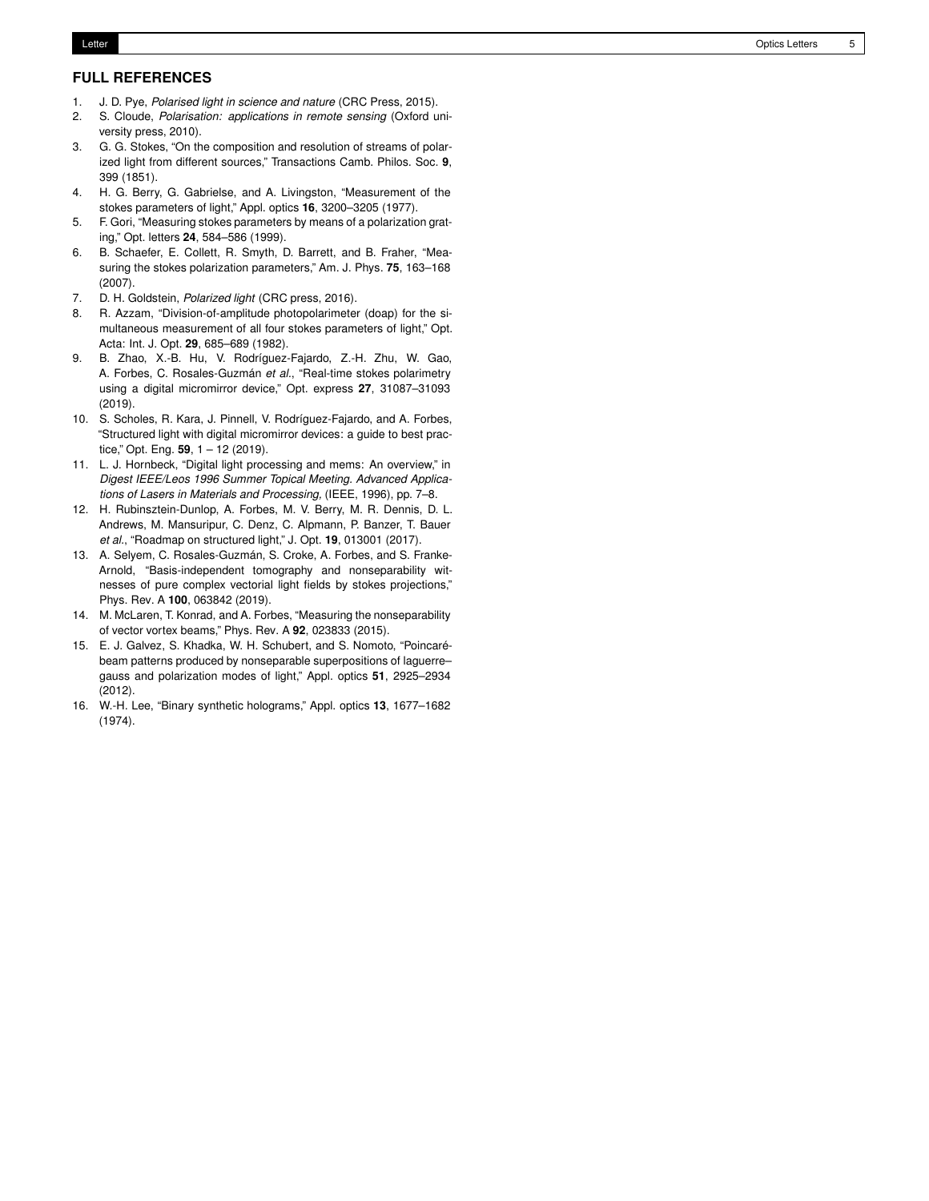## FULL REFERENCES

1. J. D. Pye, *Polarised light in science and nature* (CRC Press, 2015).
2. S. Cloude, *Polarisation: applications in remote sensing* (Oxford university press, 2010).
3. G. G. Stokes, "On the composition and resolution of streams of polarized light from different sources," Transactions Camb. Philos. Soc. **9**, 399 (1851).
4. H. G. Berry, G. Gabrielse, and A. Livingston, "Measurement of the stokes parameters of light," Appl. optics **16**, 3200–3205 (1977).
5. F. Gori, "Measuring stokes parameters by means of a polarization grating," Opt. letters **24**, 584–586 (1999).
6. B. Schaefer, E. Collett, R. Smyth, D. Barrett, and B. Fraher, "Measuring the stokes polarization parameters," Am. J. Phys. **75**, 163–168 (2007).
7. D. H. Goldstein, *Polarized light* (CRC press, 2016).
8. R. Azzam, "Division-of-amplitude photopolarimeter (doap) for the simultaneous measurement of all four stokes parameters of light," Opt. Acta: Int. J. Opt. **29**, 685–689 (1982).
9. B. Zhao, X.-B. Hu, V. Rodríguez-Fajardo, Z.-H. Zhu, W. Gao, A. Forbes, C. Rosales-Guzmán *et al.*, "Real-time stokes polarimetry using a digital micromirror device," Opt. express **27**, 31087–31093 (2019).
10. S. Scholes, R. Kara, J. Pinnell, V. Rodríguez-Fajardo, and A. Forbes, "Structured light with digital micromirror devices: a guide to best practice," Opt. Eng. **59**, 1 – 12 (2019).
11. L. J. Hornbeck, "Digital light processing and mems: An overview," in *Digest IEEE/Leos 1996 Summer Topical Meeting. Advanced Applications of Lasers in Materials and Processing,* (IEEE, 1996), pp. 7–8.
12. H. Rubinsztein-Dunlop, A. Forbes, M. V. Berry, M. R. Dennis, D. L. Andrews, M. Mansuripur, C. Denz, C. Alpmann, P. Banzer, T. Bauer *et al.*, "Roadmap on structured light," J. Opt. **19**, 013001 (2017).
13. A. Selyem, C. Rosales-Guzmán, S. Croke, A. Forbes, and S. Franke-Arnold, "Basis-independent tomography and nonseparability witnesses of pure complex vectorial light fields by stokes projections," Phys. Rev. A **100**, 063842 (2019).
14. M. McLaren, T. Konrad, and A. Forbes, "Measuring the nonseparability of vector vortex beams," Phys. Rev. A **92**, 023833 (2015).
15. E. J. Galvez, S. Khadka, W. H. Schubert, and S. Nomoto, "Poincaré-beam patterns produced by nonseparable superpositions of laguerre–gauss and polarization modes of light," Appl. optics **51**, 2925–2934 (2012).
16. W.-H. Lee, "Binary synthetic holograms," Appl. optics **13**, 1677–1682 (1974).